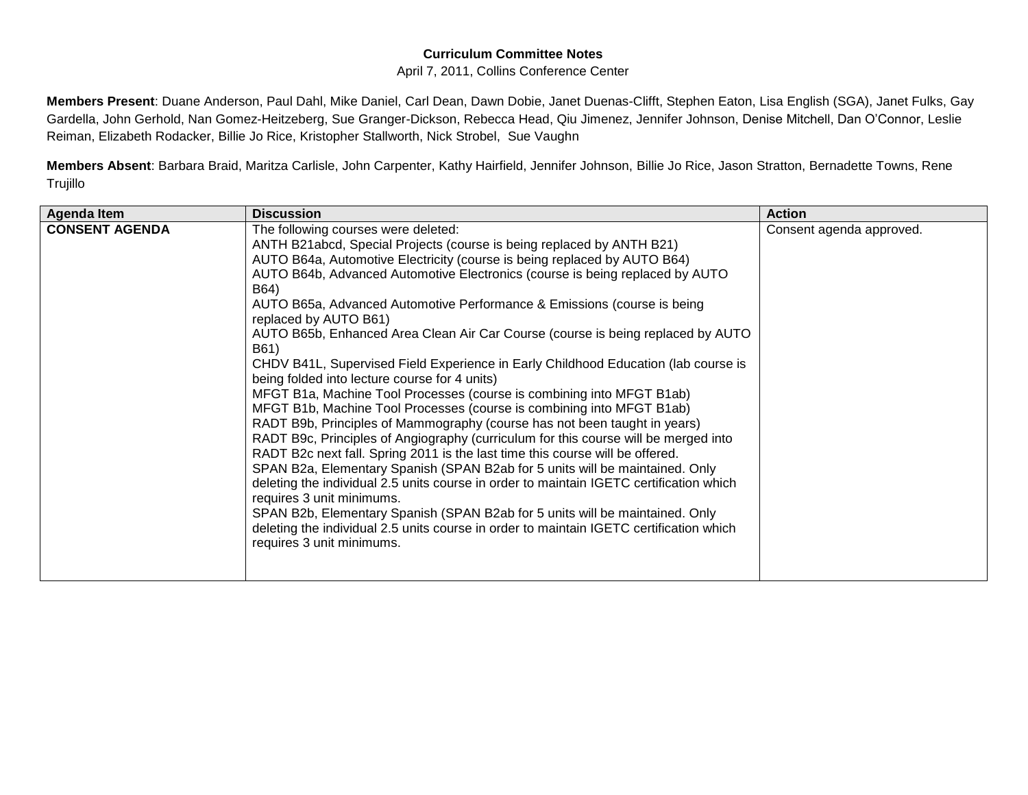**Curriculum Committee Notes**

April 7, 2011, Collins Conference Center

**Members Present**: Duane Anderson, Paul Dahl, Mike Daniel, Carl Dean, Dawn Dobie, Janet Duenas-Clifft, Stephen Eaton, Lisa English (SGA), Janet Fulks, Gay Gardella, John Gerhold, Nan Gomez-Heitzeberg, Sue Granger-Dickson, Rebecca Head, Qiu Jimenez, Jennifer Johnson, Denise Mitchell, Dan O'Connor, Leslie Reiman, Elizabeth Rodacker, Billie Jo Rice, Kristopher Stallworth, Nick Strobel, Sue Vaughn

**Members Absent**: Barbara Braid, Maritza Carlisle, John Carpenter, Kathy Hairfield, Jennifer Johnson, Billie Jo Rice, Jason Stratton, Bernadette Towns, Rene Trujillo

| Agenda Item | Discussion | Action |
|---|---|---|
| **CONSENT AGENDA** | The following courses were deleted:<br>ANTH B21abcd, Special Projects (course is being replaced by ANTH B21)<br>AUTO B64a, Automotive Electricity (course is being replaced by AUTO B64)<br>AUTO B64b, Advanced Automotive Electronics (course is being replaced by AUTO B64)<br>AUTO B65a, Advanced Automotive Performance & Emissions (course is being replaced by AUTO B61)<br>AUTO B65b, Enhanced Area Clean Air Car Course (course is being replaced by AUTO B61)<br>CHDV B41L, Supervised Field Experience in Early Childhood Education (lab course is being folded into lecture course for 4 units)<br>MFGT B1a, Machine Tool Processes (course is combining into MFGT B1ab)<br>MFGT B1b, Machine Tool Processes (course is combining into MFGT B1ab)<br>RADT B9b, Principles of Mammography (course has not been taught in years)<br>RADT B9c, Principles of Angiography (curriculum for this course will be merged into RADT B2c next fall. Spring 2011 is the last time this course will be offered.<br>SPAN B2a, Elementary Spanish (SPAN B2ab for 5 units will be maintained. Only deleting the individual 2.5 units course in order to maintain IGETC certification which requires 3 unit minimums.<br>SPAN B2b, Elementary Spanish (SPAN B2ab for 5 units will be maintained. Only deleting the individual 2.5 units course in order to maintain IGETC certification which requires 3 unit minimums. | Consent agenda approved. |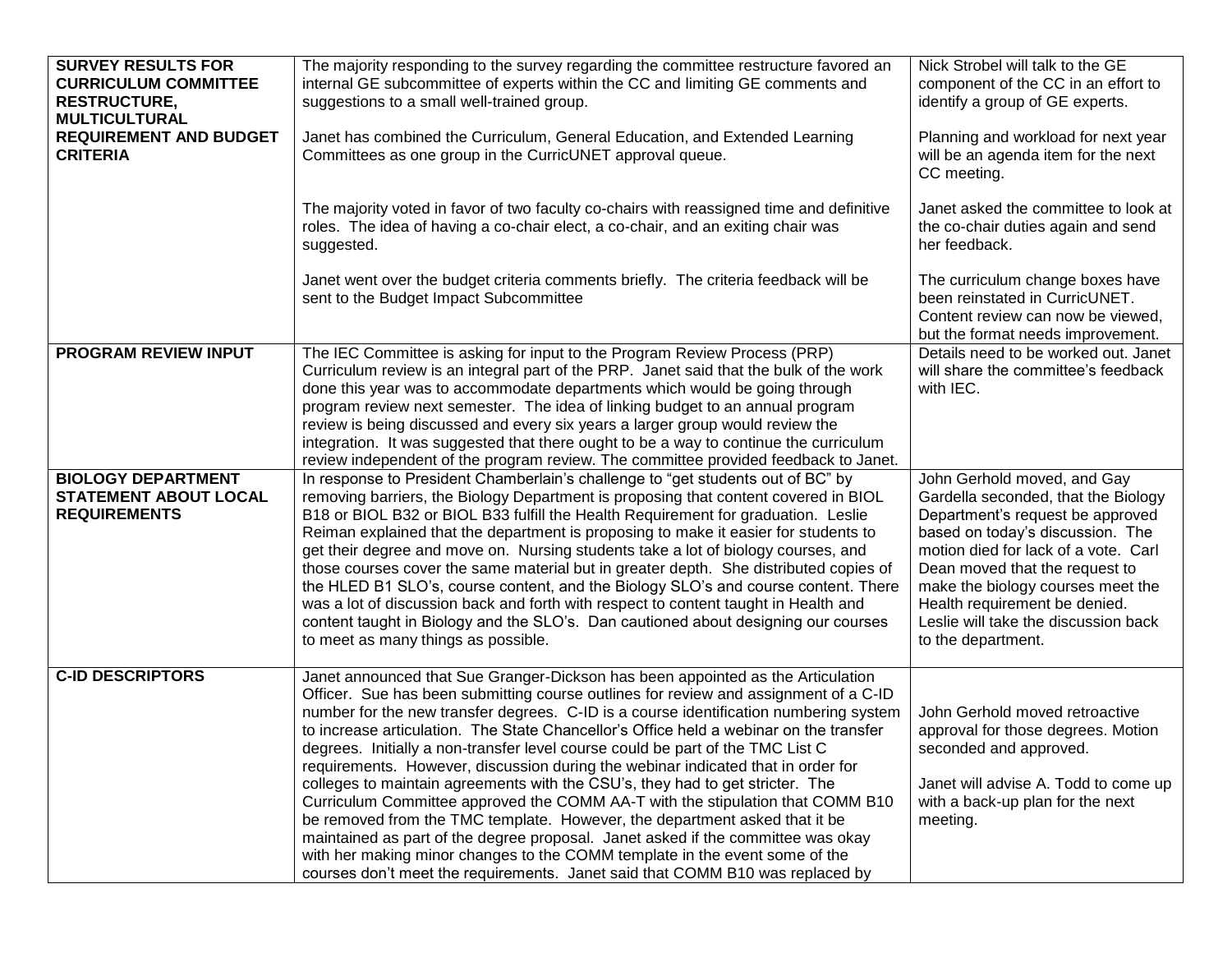| | | |
|---|---|---|
| **SURVEY RESULTS FOR CURRICULUM COMMITTEE RESTRUCTURE, MULTICULTURAL REQUIREMENT AND BUDGET CRITERIA** | The majority responding to the survey regarding the committee restructure favored an internal GE subcommittee of experts within the CC and limiting GE comments and suggestions to a small well-trained group.<br><br>Janet has combined the Curriculum, General Education, and Extended Learning Committees as one group in the CurricUNET approval queue.<br><br>The majority voted in favor of two faculty co-chairs with reassigned time and definitive roles. The idea of having a co-chair elect, a co-chair, and an exiting chair was suggested.<br><br>Janet went over the budget criteria comments briefly. The criteria feedback will be sent to the Budget Impact Subcommittee | Nick Strobel will talk to the GE component of the CC in an effort to identify a group of GE experts.<br><br>Planning and workload for next year will be an agenda item for the next CC meeting.<br><br>Janet asked the committee to look at the co-chair duties again and send her feedback.<br><br>The curriculum change boxes have been reinstated in CurricUNET. Content review can now be viewed, but the format needs improvement. |
| **PROGRAM REVIEW INPUT** | The IEC Committee is asking for input to the Program Review Process (PRP) Curriculum review is an integral part of the PRP. Janet said that the bulk of the work done this year was to accommodate departments which would be going through program review next semester. The idea of linking budget to an annual program review is being discussed and every six years a larger group would review the integration. It was suggested that there ought to be a way to continue the curriculum review independent of the program review. The committee provided feedback to Janet. | Details need to be worked out. Janet will share the committee's feedback with IEC. |
| **BIOLOGY DEPARTMENT STATEMENT ABOUT LOCAL REQUIREMENTS** | In response to President Chamberlain's challenge to "get students out of BC" by removing barriers, the Biology Department is proposing that content covered in BIOL B18 or BIOL B32 or BIOL B33 fulfill the Health Requirement for graduation. Leslie Reiman explained that the department is proposing to make it easier for students to get their degree and move on. Nursing students take a lot of biology courses, and those courses cover the same material but in greater depth. She distributed copies of the HLED B1 SLO's, course content, and the Biology SLO's and course content. There was a lot of discussion back and forth with respect to content taught in Health and content taught in Biology and the SLO's. Dan cautioned about designing our courses to meet as many things as possible. | John Gerhold moved, and Gay Gardella seconded, that the Biology Department's request be approved based on today's discussion. The motion died for lack of a vote. Carl Dean moved that the request to make the biology courses meet the Health requirement be denied. Leslie will take the discussion back to the department. |
| **C-ID DESCRIPTORS** | Janet announced that Sue Granger-Dickson has been appointed as the Articulation Officer. Sue has been submitting course outlines for review and assignment of a C-ID number for the new transfer degrees. C-ID is a course identification numbering system to increase articulation. The State Chancellor's Office held a webinar on the transfer degrees. Initially a non-transfer level course could be part of the TMC List C requirements. However, discussion during the webinar indicated that in order for colleges to maintain agreements with the CSU's, they had to get stricter. The Curriculum Committee approved the COMM AA-T with the stipulation that COMM B10 be removed from the TMC template. However, the department asked that it be maintained as part of the degree proposal. Janet asked if the committee was okay with her making minor changes to the COMM template in the event some of the courses don't meet the requirements. Janet said that COMM B10 was replaced by | John Gerhold moved retroactive approval for those degrees. Motion seconded and approved.<br><br>Janet will advise A. Todd to come up with a back-up plan for the next meeting. |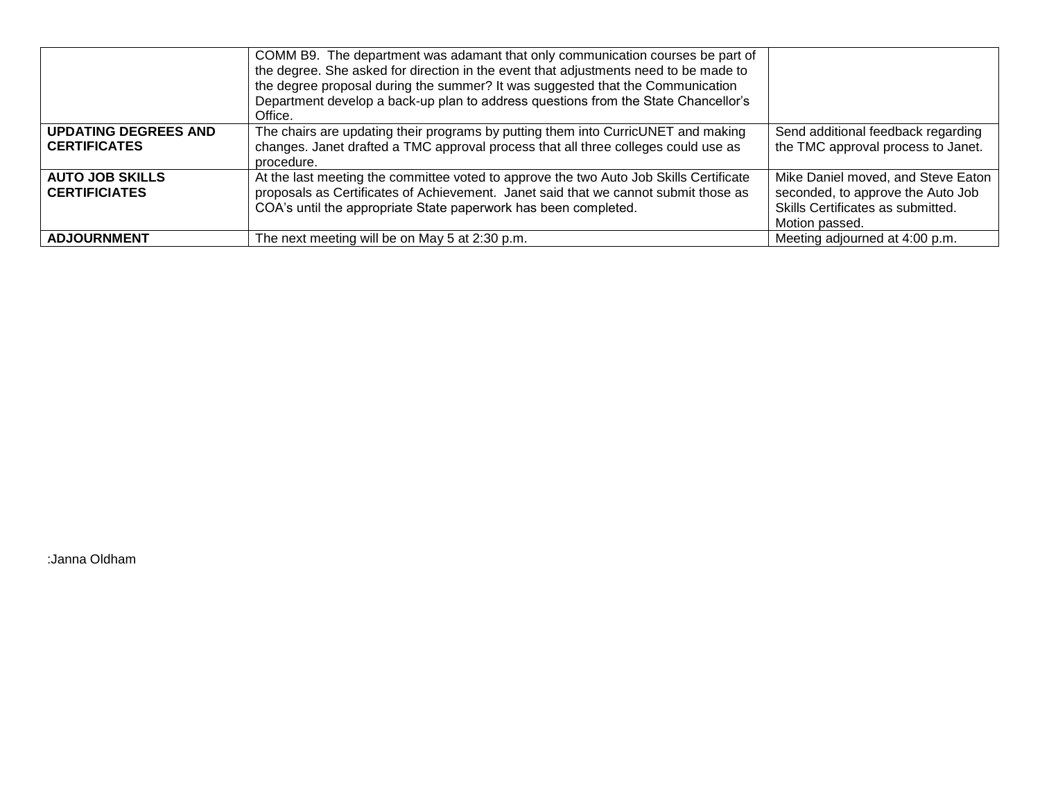| | | |
|---|---|---|
| | COMM B9. The department was adamant that only communication courses be part of the degree. She asked for direction in the event that adjustments need to be made to the degree proposal during the summer? It was suggested that the Communication Department develop a back-up plan to address questions from the State Chancellor's Office. | |
| **UPDATING DEGREES AND CERTIFICATES** | The chairs are updating their programs by putting them into CurricUNET and making changes. Janet drafted a TMC approval process that all three colleges could use as procedure. | Send additional feedback regarding the TMC approval process to Janet. |
| **AUTO JOB SKILLS CERTIFICIATES** | At the last meeting the committee voted to approve the two Auto Job Skills Certificate proposals as Certificates of Achievement. Janet said that we cannot submit those as COA's until the appropriate State paperwork has been completed. | Mike Daniel moved, and Steve Eaton seconded, to approve the Auto Job Skills Certificates as submitted. Motion passed. |
| **ADJOURNMENT** | The next meeting will be on May 5 at 2:30 p.m. | Meeting adjourned at 4:00 p.m. |

:Janna Oldham